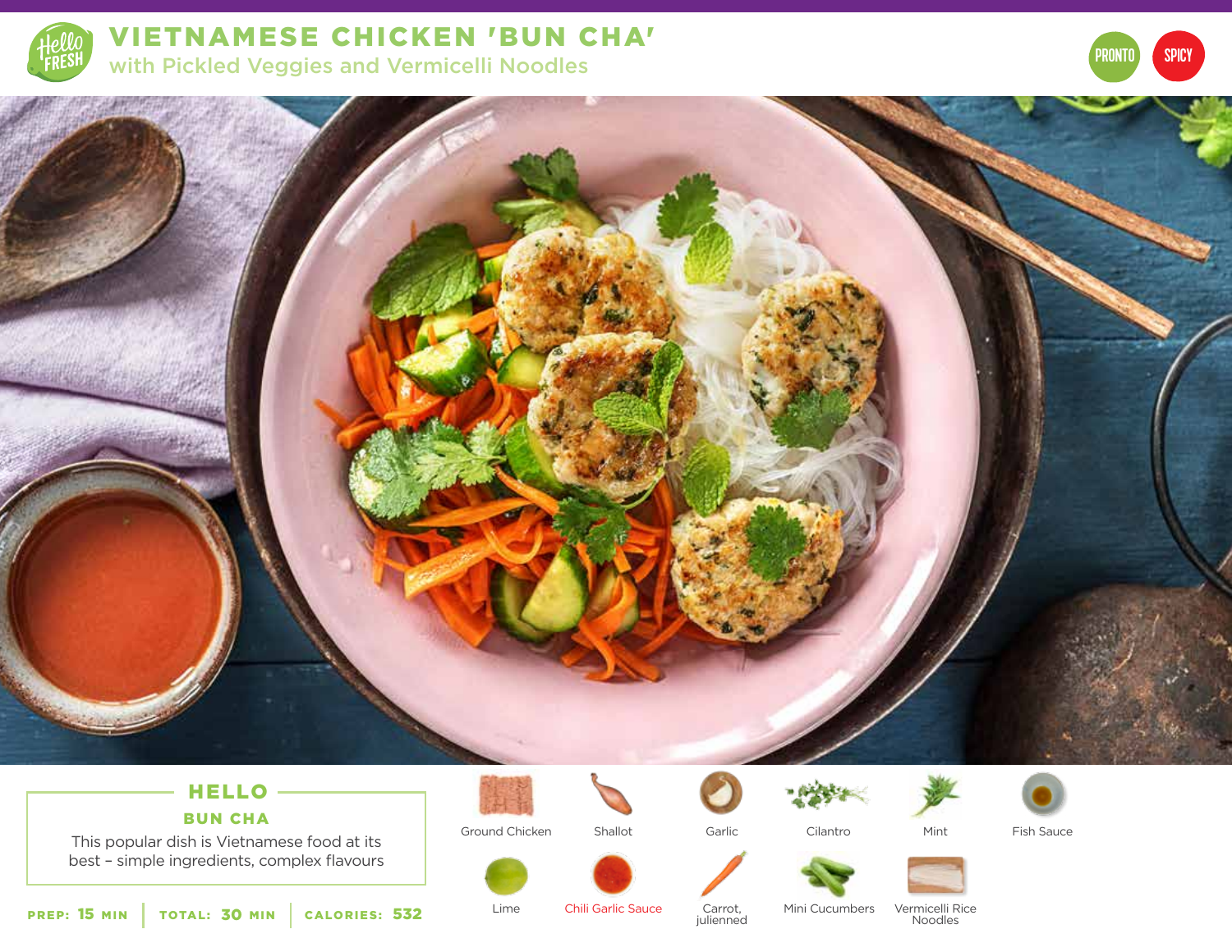# VIETNAMESE CHICKEN 'BUN CHA'

## with Pickled Veggies and Vermicelli Noodles

PRONTO

SPICY

### HELLO

**BUN CHA**

This popular dish is Vietnamese food at its best – simple ingredients, complex flavours

**PREP:** 15 MIN | **TOTAL:** 30 MIN | **CALORIES:** 532

- Ground Chicken
- Shallot
- Garlic
- Cilantro
- Mint
- Fish Sauce
- Lime
- Chili Garlic Sauce
- Carrot, julienned
- Mini Cucumbers
- Vermicelli Rice Noodles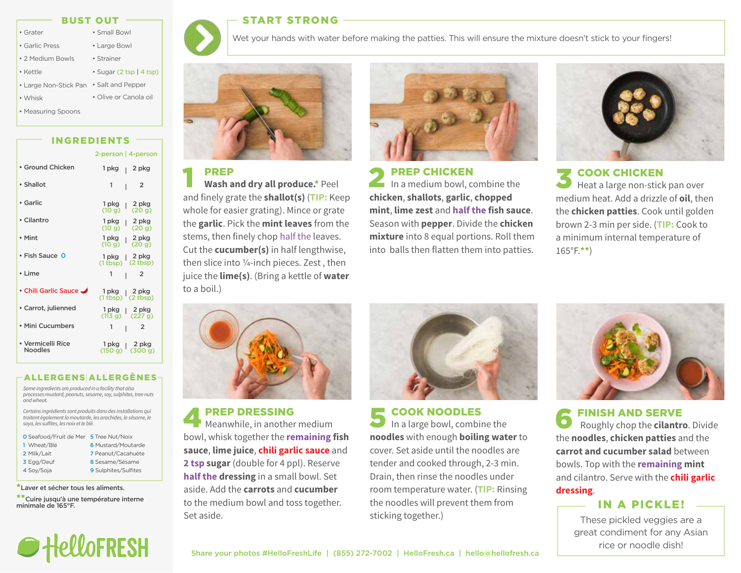## BUST OUT

- Grater
- Garlic Press
- 2 Medium Bowls
- Kettle
- Large Non-Stick Pan
- Whisk
- Measuring Spoons
- Small Bowl
- Large Bowl
- Strainer
- Sugar (2 tsp | 4 tsp)
- Salt and Pepper
- Olive or Canola oil

## INGREDIENTS

| | 2-person | 4-person |
|---|---|---|
| • Ground Chicken | 1 pkg | 2 pkg |
| • Shallot | 1 | 2 |
| • Garlic | 1 pkg (10 g) | 2 pkg (20 g) |
| • Cilantro | 1 pkg (10 g) | 2 pkg (20 g) |
| • Mint | 1 pkg (10 g) | 2 pkg (20 g) |
| • Fish Sauce 0 | 1 pkg (1 tbsp) | 2 pkg (2 tbsp) |
| • Lime | 1 | 2 |
| • Chili Garlic Sauce | 1 pkg (1 tbsp) | 2 pkg (2 tbsp) |
| • Carrot, julienned | 1 pkg (113 g) | 2 pkg (227 g) |
| • Mini Cucumbers | 1 | 2 |
| • Vermicelli Rice Noodles | 1 pkg (150 g) | 2 pkg (300 g) |

## ALLERGENS | ALLERGÈNES

*Some ingredients are produced in a facility that also processes mustard, peanuts, sesame, soy, sulphites, tree nuts and wheat.*

*Certains ingrédients sont produits dans des installations qui traitent également la moutarde, les arachides, le sésame, le soya, les sulfites, les noix et le blé.*

0 Seafood/Fruit de Mer
1 Wheat/Blé
2 Milk/Lait
3 Egg/Oeuf
4 Soy/Soja
5 Tree Nut/Noix
6 Mustard/Moutarde
7 Peanut/Cacahuète
8 Sesame/Sésame
9 Sulphites/Sulfites

*Laver et sécher tous les aliments.

**Cuire jusqu'à une température interne minimale de 165°F.

HelloFRESH

## START STRONG

Wet your hands with water before making the patties. This will ensure the mixture doesn't stick to your fingers!

## 1 PREP

**Wash and dry all produce.*** Peel and finely grate the **shallot(s)** (**TIP:** Keep whole for easier grating). Mince or grate the **garlic**. Pick the **mint leaves** from the stems, then finely chop half the leaves. Cut the **cucumber(s)** in half lengthwise, then slice into ¼-inch pieces. Zest , then juice the **lime(s)**. (Bring a kettle of **water** to a boil.)

## 2 PREP CHICKEN

In a medium bowl, combine the **chicken**, **shallots**, **garlic**, **chopped mint**, **lime zest** and **half the fish sauce**. Season with **pepper**. Divide the **chicken mixture** into 8 equal portions. Roll them into balls then flatten them into patties.

## 3 COOK CHICKEN

Heat a large non-stick pan over medium heat. Add a drizzle of **oil**, then the **chicken patties**. Cook until golden brown 2-3 min per side. (**TIP:** Cook to a minimum internal temperature of 165°F.**)

## 4 PREP DRESSING

Meanwhile, in another medium bowl, whisk together the **remaining fish sauce**, **lime juice**, **chili garlic sauce** and **2 tsp sugar** (double for 4 ppl). Reserve **half the dressing** in a small bowl. Set aside. Add the **carrots** and **cucumber** to the medium bowl and toss together. Set aside.

## 5 COOK NOODLES

In a large bowl, combine the **noodles** with enough **boiling water** to cover. Set aside until the noodles are tender and cooked through, 2-3 min. Drain, then rinse the noodles under room temperature water. (**TIP:** Rinsing the noodles will prevent them from sticking together.)

## 6 FINISH AND SERVE

Roughly chop the **cilantro**. Divide the **noodles**, **chicken patties** and the **carrot and cucumber salad** between bowls. Top with the **remaining mint** and cilantro. Serve with the **chili garlic dressing**.

## IN A PICKLE!

These pickled veggies are a great condiment for any Asian rice or noodle dish!

Share your photos #HelloFreshLife | (855) 272-7002 | HelloFresh.ca | hello@hellofresh.ca